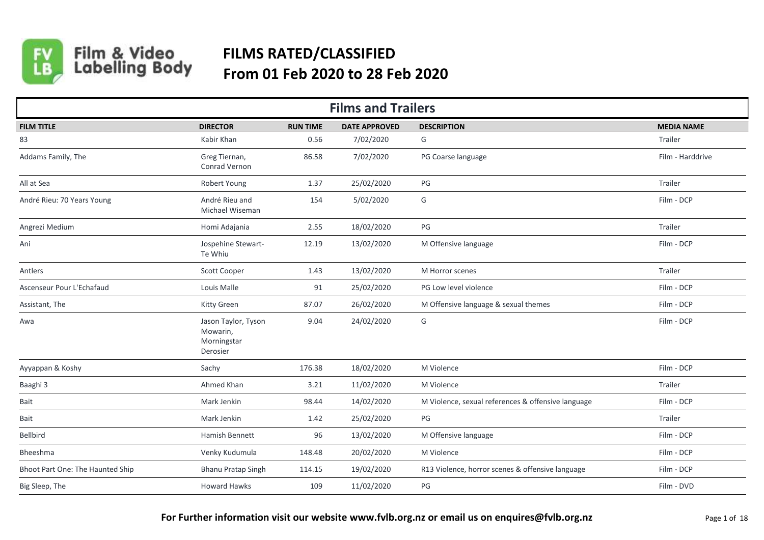# FILMS RATED/CLASSIFIED
## From 01 Feb 2020 to 28 Feb 2020

### Films and Trailers

| FILM TITLE | DIRECTOR | RUN TIME | DATE APPROVED | DESCRIPTION | MEDIA NAME |
|---|---|---|---|---|---|
| 83 | Kabir Khan | 0.56 | 7/02/2020 | G | Trailer |
| Addams Family, The | Greg Tiernan, Conrad Vernon | 86.58 | 7/02/2020 | PG Coarse language | Film - Harddrive |
| All at Sea | Robert Young | 1.37 | 25/02/2020 | PG | Trailer |
| André Rieu: 70 Years Young | André Rieu and Michael Wiseman | 154 | 5/02/2020 | G | Film - DCP |
| Angrezi Medium | Homi Adajania | 2.55 | 18/02/2020 | PG | Trailer |
| Ani | Jospehine Stewart-Te Whiu | 12.19 | 13/02/2020 | M Offensive language | Film - DCP |
| Antlers | Scott Cooper | 1.43 | 13/02/2020 | M Horror scenes | Trailer |
| Ascenseur Pour L'Echafaud | Louis Malle | 91 | 25/02/2020 | PG Low level violence | Film - DCP |
| Assistant, The | Kitty Green | 87.07 | 26/02/2020 | M Offensive language & sexual themes | Film - DCP |
| Awa | Jason Taylor, Tyson Mowarin, Morningstar Derosier | 9.04 | 24/02/2020 | G | Film - DCP |
| Ayyappan & Koshy | Sachy | 176.38 | 18/02/2020 | M Violence | Film - DCP |
| Baaghi 3 | Ahmed Khan | 3.21 | 11/02/2020 | M Violence | Trailer |
| Bait | Mark Jenkin | 98.44 | 14/02/2020 | M Violence, sexual references & offensive language | Film - DCP |
| Bait | Mark Jenkin | 1.42 | 25/02/2020 | PG | Trailer |
| Bellbird | Hamish Bennett | 96 | 13/02/2020 | M Offensive language | Film - DCP |
| Bheeshma | Venky Kudumula | 148.48 | 20/02/2020 | M Violence | Film - DCP |
| Bhoot Part One: The Haunted Ship | Bhanu Pratap Singh | 114.15 | 19/02/2020 | R13 Violence, horror scenes & offensive language | Film - DCP |
| Big Sleep, The | Howard Hawks | 109 | 11/02/2020 | PG | Film - DVD |

**For Further information visit our website www.fvlb.org.nz or email us on enquires@fvlb.org.nz**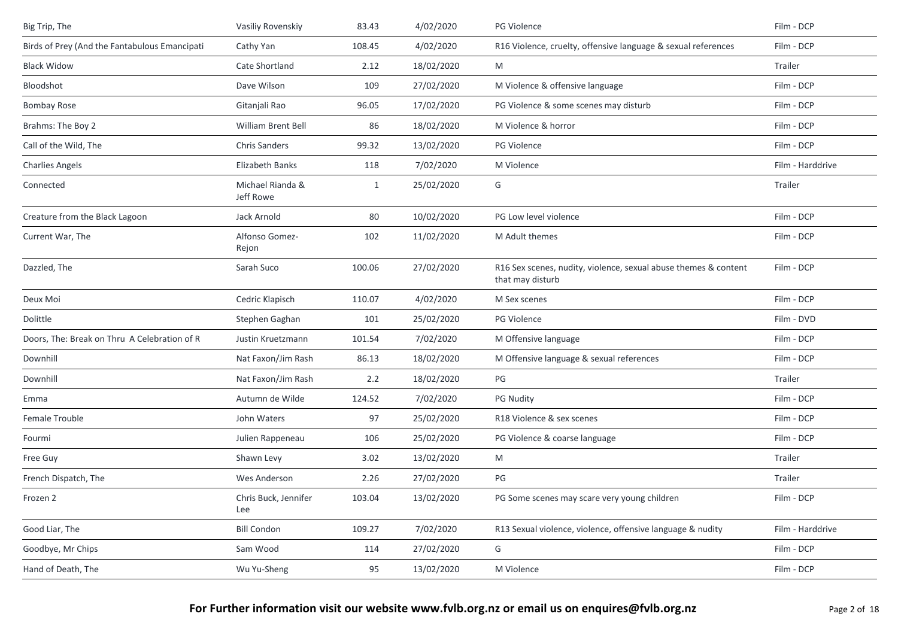| | | | | | |
|---|---|---|---|---|---|
| Big Trip, The | Vasiliy Rovenskiy | 83.43 | 4/02/2020 | PG Violence | Film - DCP |
| Birds of Prey (And the Fantabulous Emancipati | Cathy Yan | 108.45 | 4/02/2020 | R16 Violence, cruelty, offensive language & sexual references | Film - DCP |
| Black Widow | Cate Shortland | 2.12 | 18/02/2020 | M | Trailer |
| Bloodshot | Dave Wilson | 109 | 27/02/2020 | M Violence & offensive language | Film - DCP |
| Bombay Rose | Gitanjali Rao | 96.05 | 17/02/2020 | PG Violence & some scenes may disturb | Film - DCP |
| Brahms: The Boy 2 | William Brent Bell | 86 | 18/02/2020 | M Violence & horror | Film - DCP |
| Call of the Wild, The | Chris Sanders | 99.32 | 13/02/2020 | PG Violence | Film - DCP |
| Charlies Angels | Elizabeth Banks | 118 | 7/02/2020 | M Violence | Film - Harddrive |
| Connected | Michael Rianda & Jeff Rowe | 1 | 25/02/2020 | G | Trailer |
| Creature from the Black Lagoon | Jack Arnold | 80 | 10/02/2020 | PG Low level violence | Film - DCP |
| Current War, The | Alfonso Gomez-Rejon | 102 | 11/02/2020 | M Adult themes | Film - DCP |
| Dazzled, The | Sarah Suco | 100.06 | 27/02/2020 | R16 Sex scenes, nudity, violence, sexual abuse themes & content that may disturb | Film - DCP |
| Deux Moi | Cedric Klapisch | 110.07 | 4/02/2020 | M Sex scenes | Film - DCP |
| Dolittle | Stephen Gaghan | 101 | 25/02/2020 | PG Violence | Film - DVD |
| Doors, The: Break on Thru A Celebration of R | Justin Kruetzmann | 101.54 | 7/02/2020 | M Offensive language | Film - DCP |
| Downhill | Nat Faxon/Jim Rash | 86.13 | 18/02/2020 | M Offensive language & sexual references | Film - DCP |
| Downhill | Nat Faxon/Jim Rash | 2.2 | 18/02/2020 | PG | Trailer |
| Emma | Autumn de Wilde | 124.52 | 7/02/2020 | PG Nudity | Film - DCP |
| Female Trouble | John Waters | 97 | 25/02/2020 | R18 Violence & sex scenes | Film - DCP |
| Fourmi | Julien Rappeneau | 106 | 25/02/2020 | PG Violence & coarse language | Film - DCP |
| Free Guy | Shawn Levy | 3.02 | 13/02/2020 | M | Trailer |
| French Dispatch, The | Wes Anderson | 2.26 | 27/02/2020 | PG | Trailer |
| Frozen 2 | Chris Buck, Jennifer Lee | 103.04 | 13/02/2020 | PG Some scenes may scare very young children | Film - DCP |
| Good Liar, The | Bill Condon | 109.27 | 7/02/2020 | R13 Sexual violence, violence, offensive language & nudity | Film - Harddrive |
| Goodbye, Mr Chips | Sam Wood | 114 | 27/02/2020 | G | Film - DCP |
| Hand of Death, The | Wu Yu-Sheng | 95 | 13/02/2020 | M Violence | Film - DCP |

**For Further information visit our website www.fvlb.org.nz or email us on enquires@fvlb.org.nz**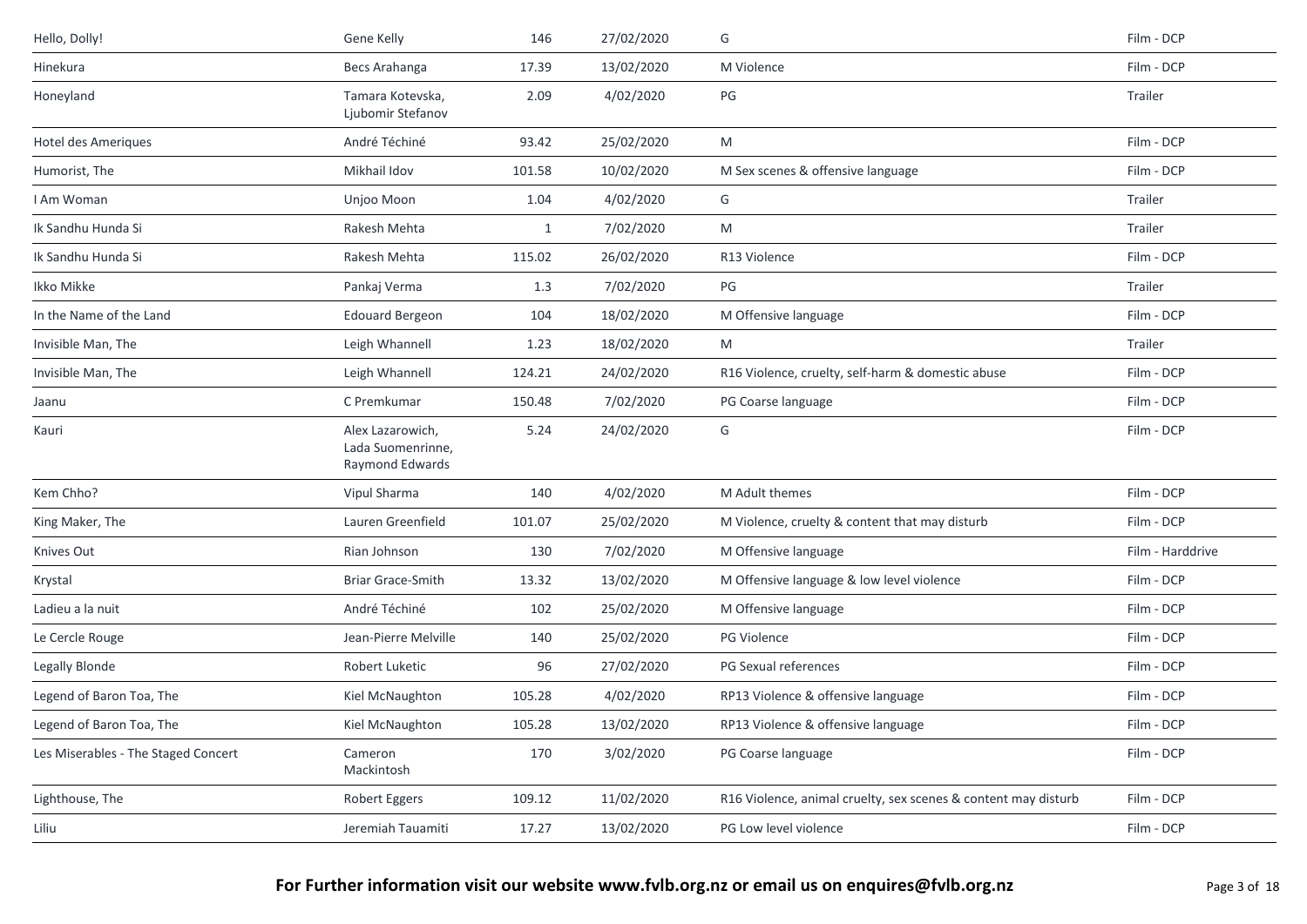| | | | | | |
|---|---|---|---|---|---|
| Hello, Dolly! | Gene Kelly | 146 | 27/02/2020 | G | Film - DCP |
| Hinekura | Becs Arahanga | 17.39 | 13/02/2020 | M Violence | Film - DCP |
| Honeyland | Tamara Kotevska, Ljubomir Stefanov | 2.09 | 4/02/2020 | PG | Trailer |
| Hotel des Ameriques | André Téchiné | 93.42 | 25/02/2020 | M | Film - DCP |
| Humorist, The | Mikhail Idov | 101.58 | 10/02/2020 | M Sex scenes & offensive language | Film - DCP |
| I Am Woman | Unjoo Moon | 1.04 | 4/02/2020 | G | Trailer |
| Ik Sandhu Hunda Si | Rakesh Mehta | 1 | 7/02/2020 | M | Trailer |
| Ik Sandhu Hunda Si | Rakesh Mehta | 115.02 | 26/02/2020 | R13 Violence | Film - DCP |
| Ikko Mikke | Pankaj Verma | 1.3 | 7/02/2020 | PG | Trailer |
| In the Name of the Land | Edouard Bergeon | 104 | 18/02/2020 | M Offensive language | Film - DCP |
| Invisible Man, The | Leigh Whannell | 1.23 | 18/02/2020 | M | Trailer |
| Invisible Man, The | Leigh Whannell | 124.21 | 24/02/2020 | R16 Violence, cruelty, self-harm & domestic abuse | Film - DCP |
| Jaanu | C Premkumar | 150.48 | 7/02/2020 | PG Coarse language | Film - DCP |
| Kauri | Alex Lazarowich, Lada Suomenrinne, Raymond Edwards | 5.24 | 24/02/2020 | G | Film - DCP |
| Kem Chho? | Vipul Sharma | 140 | 4/02/2020 | M Adult themes | Film - DCP |
| King Maker, The | Lauren Greenfield | 101.07 | 25/02/2020 | M Violence, cruelty & content that may disturb | Film - DCP |
| Knives Out | Rian Johnson | 130 | 7/02/2020 | M Offensive language | Film - Harddrive |
| Krystal | Briar Grace-Smith | 13.32 | 13/02/2020 | M Offensive language & low level violence | Film - DCP |
| Ladieu a la nuit | André Téchiné | 102 | 25/02/2020 | M Offensive language | Film - DCP |
| Le Cercle Rouge | Jean-Pierre Melville | 140 | 25/02/2020 | PG Violence | Film - DCP |
| Legally Blonde | Robert Luketic | 96 | 27/02/2020 | PG Sexual references | Film - DCP |
| Legend of Baron Toa, The | Kiel McNaughton | 105.28 | 4/02/2020 | RP13 Violence & offensive language | Film - DCP |
| Legend of Baron Toa, The | Kiel McNaughton | 105.28 | 13/02/2020 | RP13 Violence & offensive language | Film - DCP |
| Les Miserables - The Staged Concert | Cameron Mackintosh | 170 | 3/02/2020 | PG Coarse language | Film - DCP |
| Lighthouse, The | Robert Eggers | 109.12 | 11/02/2020 | R16 Violence, animal cruelty, sex scenes & content may disturb | Film - DCP |
| Liliu | Jeremiah Tauamiti | 17.27 | 13/02/2020 | PG Low level violence | Film - DCP |

**For Further information visit our website www.fvlb.org.nz or email us on enquires@fvlb.org.nz**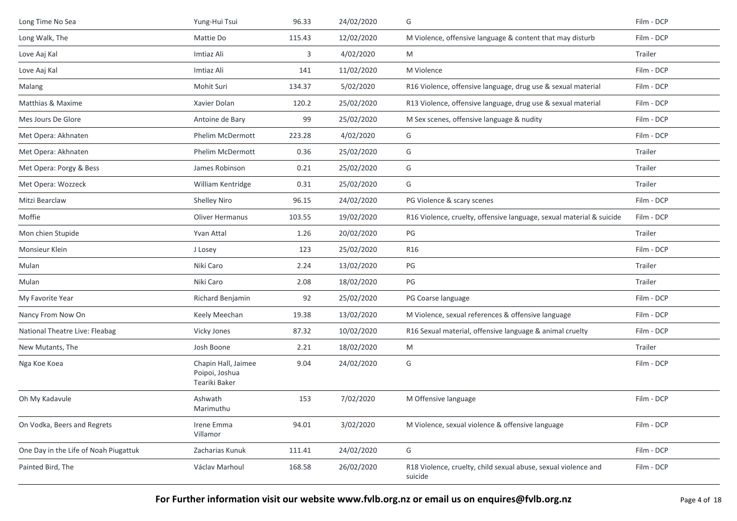| Long Time No Sea | Yung-Hui Tsui | 96.33 | 24/02/2020 | G | Film - DCP |
|---|---|---|---|---|---|
| Long Walk, The | Mattie Do | 115.43 | 12/02/2020 | M Violence, offensive language & content that may disturb | Film - DCP |
| Love Aaj Kal | Imtiaz Ali | 3 | 4/02/2020 | M | Trailer |
| Love Aaj Kal | Imtiaz Ali | 141 | 11/02/2020 | M Violence | Film - DCP |
| Malang | Mohit Suri | 134.37 | 5/02/2020 | R16 Violence, offensive language, drug use & sexual material | Film - DCP |
| Matthias & Maxime | Xavier Dolan | 120.2 | 25/02/2020 | R13 Violence, offensive language, drug use & sexual material | Film - DCP |
| Mes Jours De Glore | Antoine de Bary | 99 | 25/02/2020 | M Sex scenes, offensive language & nudity | Film - DCP |
| Met Opera: Akhnaten | Phelim McDermott | 223.28 | 4/02/2020 | G | Film - DCP |
| Met Opera: Akhnaten | Phelim McDermott | 0.36 | 25/02/2020 | G | Trailer |
| Met Opera: Porgy & Bess | James Robinson | 0.21 | 25/02/2020 | G | Trailer |
| Met Opera: Wozzeck | William Kentridge | 0.31 | 25/02/2020 | G | Trailer |
| Mitzi Bearclaw | Shelley Niro | 96.15 | 24/02/2020 | PG Violence & scary scenes | Film - DCP |
| Moffie | Oliver Hermanus | 103.55 | 19/02/2020 | R16 Violence, cruelty, offensive language, sexual material & suicide | Film - DCP |
| Mon chien Stupide | Yvan Attal | 1.26 | 20/02/2020 | PG | Trailer |
| Monsieur Klein | J Losey | 123 | 25/02/2020 | R16 | Film - DCP |
| Mulan | Niki Caro | 2.24 | 13/02/2020 | PG | Trailer |
| Mulan | Niki Caro | 2.08 | 18/02/2020 | PG | Trailer |
| My Favorite Year | Richard Benjamin | 92 | 25/02/2020 | PG Coarse language | Film - DCP |
| Nancy From Now On | Keely Meechan | 19.38 | 13/02/2020 | M Violence, sexual references & offensive language | Film - DCP |
| National Theatre Live: Fleabag | Vicky Jones | 87.32 | 10/02/2020 | R16 Sexual material, offensive language & animal cruelty | Film - DCP |
| New Mutants, The | Josh Boone | 2.21 | 18/02/2020 | M | Trailer |
| Nga Koe Koea | Chapin Hall, Jaimee Poipoi, Joshua Teariki Baker | 9.04 | 24/02/2020 | G | Film - DCP |
| Oh My Kadavule | Ashwath Marimuthu | 153 | 7/02/2020 | M Offensive language | Film - DCP |
| On Vodka, Beers and Regrets | Irene Emma Villamor | 94.01 | 3/02/2020 | M Violence, sexual violence & offensive language | Film - DCP |
| One Day in the Life of Noah Piugattuk | Zacharias Kunuk | 111.41 | 24/02/2020 | G | Film - DCP |
| Painted Bird, The | Václav Marhoul | 168.58 | 26/02/2020 | R18 Violence, cruelty, child sexual abuse, sexual violence and suicide | Film - DCP |

**For Further information visit our website www.fvlb.org.nz or email us on enquires@fvlb.org.nz**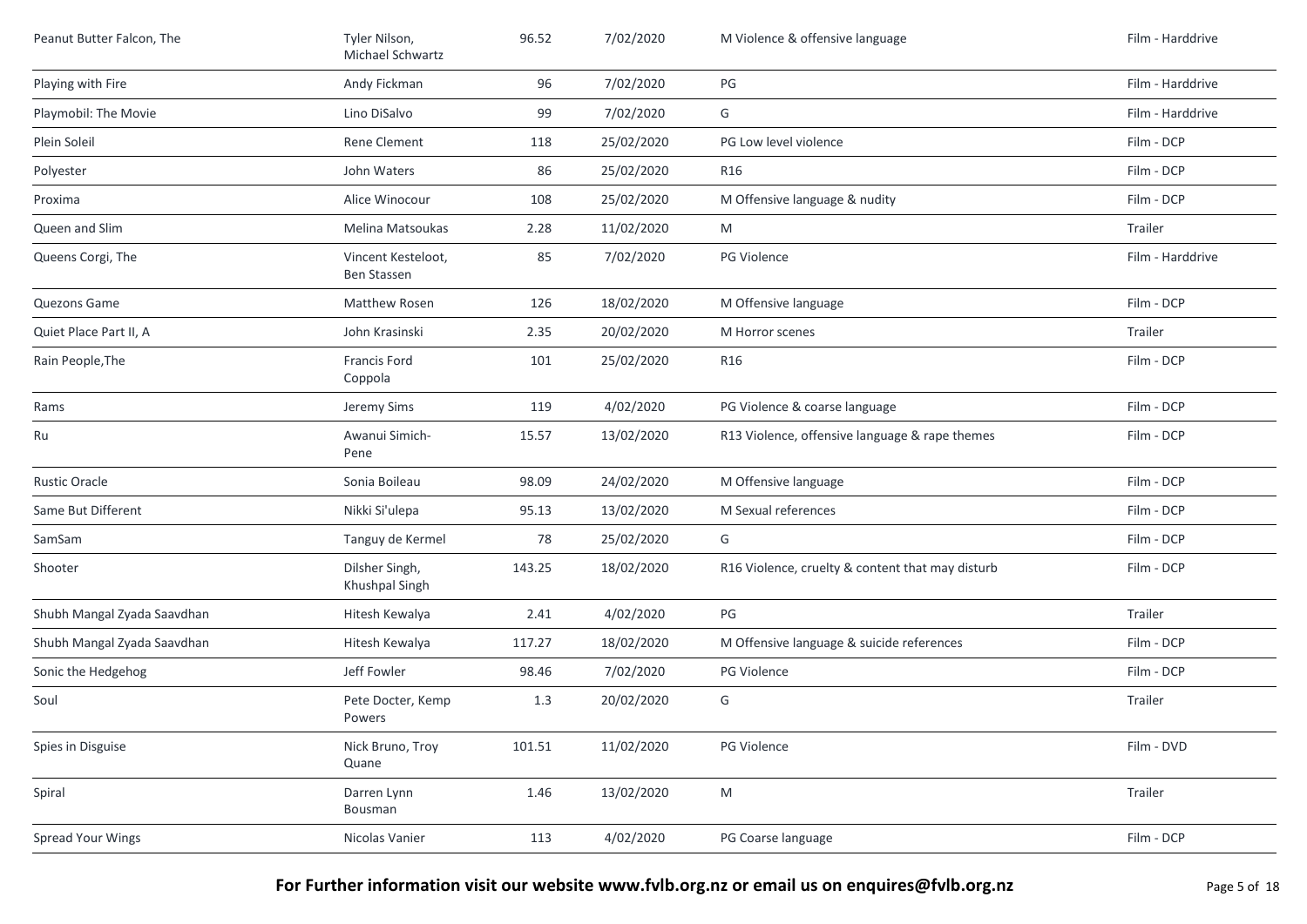| | | | | | |
|---|---|---|---|---|---|
| Peanut Butter Falcon, The | Tyler Nilson, Michael Schwartz | 96.52 | 7/02/2020 | M Violence & offensive language | Film - Harddrive |
| Playing with Fire | Andy Fickman | 96 | 7/02/2020 | PG | Film - Harddrive |
| Playmobil: The Movie | Lino DiSalvo | 99 | 7/02/2020 | G | Film - Harddrive |
| Plein Soleil | Rene Clement | 118 | 25/02/2020 | PG Low level violence | Film - DCP |
| Polyester | John Waters | 86 | 25/02/2020 | R16 | Film - DCP |
| Proxima | Alice Winocour | 108 | 25/02/2020 | M Offensive language & nudity | Film - DCP |
| Queen and Slim | Melina Matsoukas | 2.28 | 11/02/2020 | M | Trailer |
| Queens Corgi, The | Vincent Kesteloot, Ben Stassen | 85 | 7/02/2020 | PG Violence | Film - Harddrive |
| Quezons Game | Matthew Rosen | 126 | 18/02/2020 | M Offensive language | Film - DCP |
| Quiet Place Part II, A | John Krasinski | 2.35 | 20/02/2020 | M Horror scenes | Trailer |
| Rain People,The | Francis Ford Coppola | 101 | 25/02/2020 | R16 | Film - DCP |
| Rams | Jeremy Sims | 119 | 4/02/2020 | PG Violence & coarse language | Film - DCP |
| Ru | Awanui Simich-Pene | 15.57 | 13/02/2020 | R13 Violence, offensive language & rape themes | Film - DCP |
| Rustic Oracle | Sonia Boileau | 98.09 | 24/02/2020 | M Offensive language | Film - DCP |
| Same But Different | Nikki Si'ulepa | 95.13 | 13/02/2020 | M Sexual references | Film - DCP |
| SamSam | Tanguy de Kermel | 78 | 25/02/2020 | G | Film - DCP |
| Shooter | Dilsher Singh, Khushpal Singh | 143.25 | 18/02/2020 | R16 Violence, cruelty & content that may disturb | Film - DCP |
| Shubh Mangal Zyada Saavdhan | Hitesh Kewalya | 2.41 | 4/02/2020 | PG | Trailer |
| Shubh Mangal Zyada Saavdhan | Hitesh Kewalya | 117.27 | 18/02/2020 | M Offensive language & suicide references | Film - DCP |
| Sonic the Hedgehog | Jeff Fowler | 98.46 | 7/02/2020 | PG Violence | Film - DCP |
| Soul | Pete Docter, Kemp Powers | 1.3 | 20/02/2020 | G | Trailer |
| Spies in Disguise | Nick Bruno, Troy Quane | 101.51 | 11/02/2020 | PG Violence | Film - DVD |
| Spiral | Darren Lynn Bousman | 1.46 | 13/02/2020 | M | Trailer |
| Spread Your Wings | Nicolas Vanier | 113 | 4/02/2020 | PG Coarse language | Film - DCP |

**For Further information visit our website www.fvlb.org.nz or email us on enquires@fvlb.org.nz**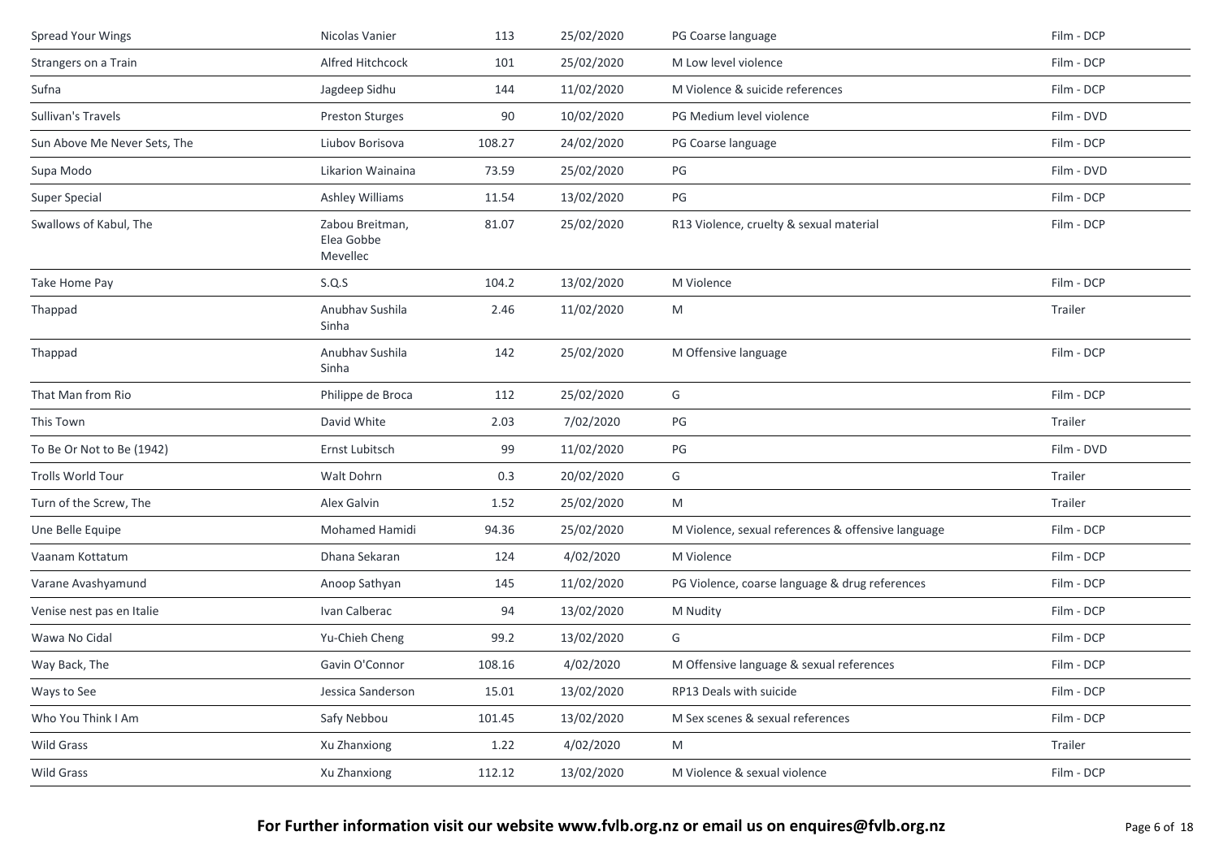| | | | | | |
|---|---|---|---|---|---|
| Spread Your Wings | Nicolas Vanier | 113 | 25/02/2020 | PG Coarse language | Film - DCP |
| Strangers on a Train | Alfred Hitchcock | 101 | 25/02/2020 | M Low level violence | Film - DCP |
| Sufna | Jagdeep Sidhu | 144 | 11/02/2020 | M Violence & suicide references | Film - DCP |
| Sullivan's Travels | Preston Sturges | 90 | 10/02/2020 | PG Medium level violence | Film - DVD |
| Sun Above Me Never Sets, The | Liubov Borisova | 108.27 | 24/02/2020 | PG Coarse language | Film - DCP |
| Supa Modo | Likarion Wainaina | 73.59 | 25/02/2020 | PG | Film - DVD |
| Super Special | Ashley Williams | 11.54 | 13/02/2020 | PG | Film - DCP |
| Swallows of Kabul, The | Zabou Breitman, Elea Gobbe Mevellec | 81.07 | 25/02/2020 | R13 Violence, cruelty & sexual material | Film - DCP |
| Take Home Pay | S.Q.S | 104.2 | 13/02/2020 | M Violence | Film - DCP |
| Thappad | Anubhav Sushila Sinha | 2.46 | 11/02/2020 | M | Trailer |
| Thappad | Anubhav Sushila Sinha | 142 | 25/02/2020 | M Offensive language | Film - DCP |
| That Man from Rio | Philippe de Broca | 112 | 25/02/2020 | G | Film - DCP |
| This Town | David White | 2.03 | 7/02/2020 | PG | Trailer |
| To Be Or Not to Be (1942) | Ernst Lubitsch | 99 | 11/02/2020 | PG | Film - DVD |
| Trolls World Tour | Walt Dohrn | 0.3 | 20/02/2020 | G | Trailer |
| Turn of the Screw, The | Alex Galvin | 1.52 | 25/02/2020 | M | Trailer |
| Une Belle Equipe | Mohamed Hamidi | 94.36 | 25/02/2020 | M Violence, sexual references & offensive language | Film - DCP |
| Vaanam Kottatum | Dhana Sekaran | 124 | 4/02/2020 | M Violence | Film - DCP |
| Varane Avashyamund | Anoop Sathyan | 145 | 11/02/2020 | PG Violence, coarse language & drug references | Film - DCP |
| Venise nest pas en Italie | Ivan Calberac | 94 | 13/02/2020 | M Nudity | Film - DCP |
| Wawa No Cidal | Yu-Chieh Cheng | 99.2 | 13/02/2020 | G | Film - DCP |
| Way Back, The | Gavin O'Connor | 108.16 | 4/02/2020 | M Offensive language & sexual references | Film - DCP |
| Ways to See | Jessica Sanderson | 15.01 | 13/02/2020 | RP13 Deals with suicide | Film - DCP |
| Who You Think I Am | Safy Nebbou | 101.45 | 13/02/2020 | M Sex scenes & sexual references | Film - DCP |
| Wild Grass | Xu Zhanxiong | 1.22 | 4/02/2020 | M | Trailer |
| Wild Grass | Xu Zhanxiong | 112.12 | 13/02/2020 | M Violence & sexual violence | Film - DCP |

**For Further information visit our website www.fvlb.org.nz or email us on enquires@fvlb.org.nz**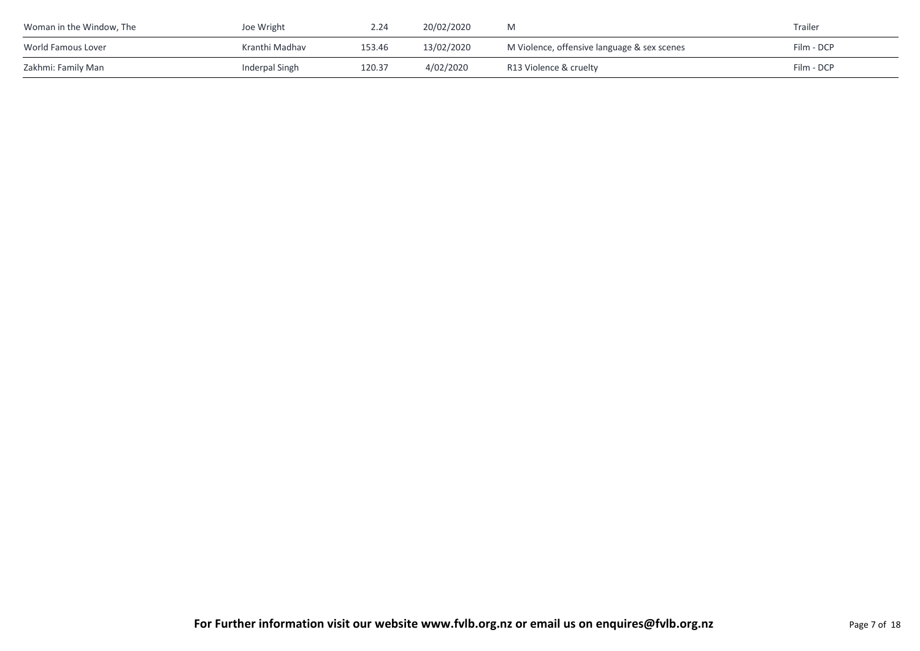| | | | | | |
|---|---|---|---|---|---|
| Woman in the Window, The | Joe Wright | 2.24 | 20/02/2020 | M | Trailer |
| World Famous Lover | Kranthi Madhav | 153.46 | 13/02/2020 | M Violence, offensive language & sex scenes | Film - DCP |
| Zakhmi: Family Man | Inderpal Singh | 120.37 | 4/02/2020 | R13 Violence & cruelty | Film - DCP |

**For Further information visit our website www.fvlb.org.nz or email us on enquires@fvlb.org.nz**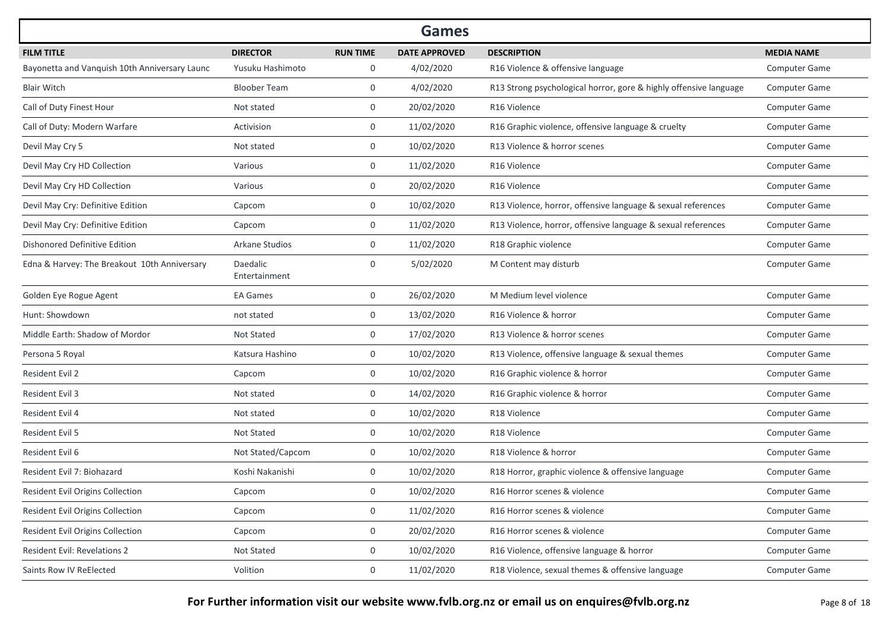## Games

| FILM TITLE | DIRECTOR | RUN TIME | DATE APPROVED | DESCRIPTION | MEDIA NAME |
|---|---|---|---|---|---|
| Bayonetta and Vanquish 10th Anniversary Launc | Yusuku Hashimoto | 0 | 4/02/2020 | R16 Violence & offensive language | Computer Game |
| Blair Witch | Bloober Team | 0 | 4/02/2020 | R13 Strong psychological horror, gore & highly offensive language | Computer Game |
| Call of Duty Finest Hour | Not stated | 0 | 20/02/2020 | R16 Violence | Computer Game |
| Call of Duty: Modern Warfare | Activision | 0 | 11/02/2020 | R16 Graphic violence, offensive language & cruelty | Computer Game |
| Devil May Cry 5 | Not stated | 0 | 10/02/2020 | R13 Violence & horror scenes | Computer Game |
| Devil May Cry HD Collection | Various | 0 | 11/02/2020 | R16 Violence | Computer Game |
| Devil May Cry HD Collection | Various | 0 | 20/02/2020 | R16 Violence | Computer Game |
| Devil May Cry: Definitive Edition | Capcom | 0 | 10/02/2020 | R13 Violence, horror, offensive language & sexual references | Computer Game |
| Devil May Cry: Definitive Edition | Capcom | 0 | 11/02/2020 | R13 Violence, horror, offensive language & sexual references | Computer Game |
| Dishonored Definitive Edition | Arkane Studios | 0 | 11/02/2020 | R18 Graphic violence | Computer Game |
| Edna & Harvey: The Breakout 10th Anniversary | Daedalic Entertainment | 0 | 5/02/2020 | M Content may disturb | Computer Game |
| Golden Eye Rogue Agent | EA Games | 0 | 26/02/2020 | M Medium level violence | Computer Game |
| Hunt: Showdown | not stated | 0 | 13/02/2020 | R16 Violence & horror | Computer Game |
| Middle Earth: Shadow of Mordor | Not Stated | 0 | 17/02/2020 | R13 Violence & horror scenes | Computer Game |
| Persona 5 Royal | Katsura Hashino | 0 | 10/02/2020 | R13 Violence, offensive language & sexual themes | Computer Game |
| Resident Evil 2 | Capcom | 0 | 10/02/2020 | R16 Graphic violence & horror | Computer Game |
| Resident Evil 3 | Not stated | 0 | 14/02/2020 | R16 Graphic violence & horror | Computer Game |
| Resident Evil 4 | Not stated | 0 | 10/02/2020 | R18 Violence | Computer Game |
| Resident Evil 5 | Not Stated | 0 | 10/02/2020 | R18 Violence | Computer Game |
| Resident Evil 6 | Not Stated/Capcom | 0 | 10/02/2020 | R18 Violence & horror | Computer Game |
| Resident Evil 7: Biohazard | Koshi Nakanishi | 0 | 10/02/2020 | R18 Horror, graphic violence & offensive language | Computer Game |
| Resident Evil Origins Collection | Capcom | 0 | 10/02/2020 | R16 Horror scenes & violence | Computer Game |
| Resident Evil Origins Collection | Capcom | 0 | 11/02/2020 | R16 Horror scenes & violence | Computer Game |
| Resident Evil Origins Collection | Capcom | 0 | 20/02/2020 | R16 Horror scenes & violence | Computer Game |
| Resident Evil: Revelations 2 | Not Stated | 0 | 10/02/2020 | R16 Violence, offensive language & horror | Computer Game |
| Saints Row IV ReElected | Volition | 0 | 11/02/2020 | R18 Violence, sexual themes & offensive language | Computer Game |

**For Further information visit our website www.fvlb.org.nz or email us on enquires@fvlb.org.nz**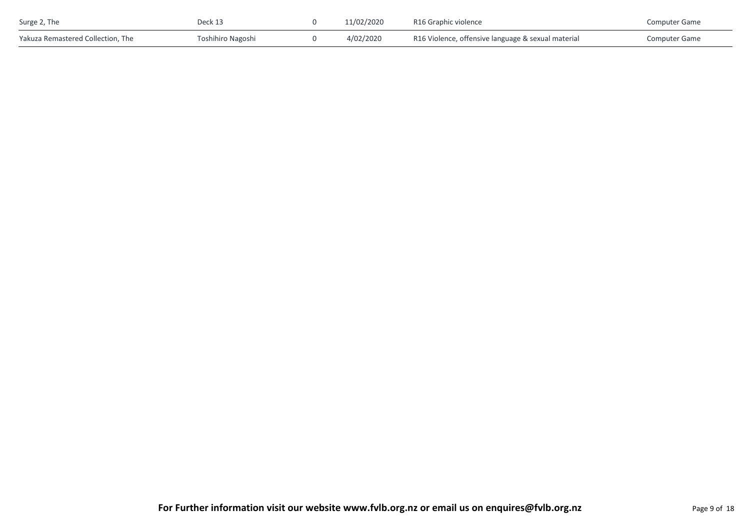| | | | | | |
|---|---|---|---|---|---|
| Surge 2, The | Deck 13 | 0 | 11/02/2020 | R16 Graphic violence | Computer Game |
| Yakuza Remastered Collection, The | Toshihiro Nagoshi | 0 | 4/02/2020 | R16 Violence, offensive language & sexual material | Computer Game |

**For Further information visit our website www.fvlb.org.nz or email us on enquires@fvlb.org.nz**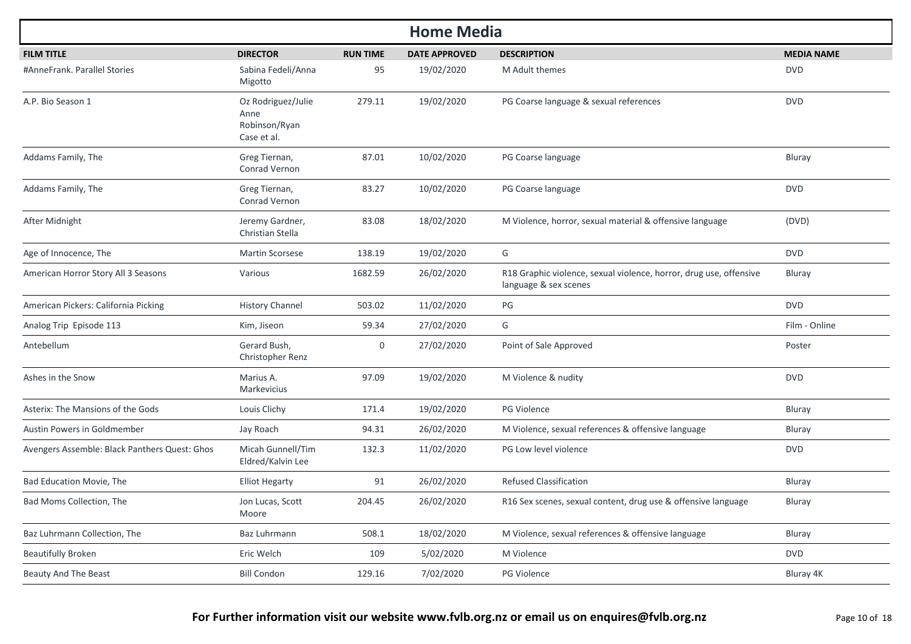# Home Media

| FILM TITLE | DIRECTOR | RUN TIME | DATE APPROVED | DESCRIPTION | MEDIA NAME |
|---|---|---|---|---|---|
| #AnneFrank. Parallel Stories | Sabina Fedeli/Anna Migotto | 95 | 19/02/2020 | M Adult themes | DVD |
| A.P. Bio Season 1 | Oz Rodriguez/Julie Anne Robinson/Ryan Case et al. | 279.11 | 19/02/2020 | PG Coarse language & sexual references | DVD |
| Addams Family, The | Greg Tiernan, Conrad Vernon | 87.01 | 10/02/2020 | PG Coarse language | Bluray |
| Addams Family, The | Greg Tiernan, Conrad Vernon | 83.27 | 10/02/2020 | PG Coarse language | DVD |
| After Midnight | Jeremy Gardner, Christian Stella | 83.08 | 18/02/2020 | M Violence, horror, sexual material & offensive language | (DVD) |
| Age of Innocence, The | Martin Scorsese | 138.19 | 19/02/2020 | G | DVD |
| American Horror Story All 3 Seasons | Various | 1682.59 | 26/02/2020 | R18 Graphic violence, sexual violence, horror, drug use, offensive language & sex scenes | Bluray |
| American Pickers: California Picking | History Channel | 503.02 | 11/02/2020 | PG | DVD |
| Analog Trip Episode 113 | Kim, Jiseon | 59.34 | 27/02/2020 | G | Film - Online |
| Antebellum | Gerard Bush, Christopher Renz | 0 | 27/02/2020 | Point of Sale Approved | Poster |
| Ashes in the Snow | Marius A. Markevicius | 97.09 | 19/02/2020 | M Violence & nudity | DVD |
| Asterix: The Mansions of the Gods | Louis Clichy | 171.4 | 19/02/2020 | PG Violence | Bluray |
| Austin Powers in Goldmember | Jay Roach | 94.31 | 26/02/2020 | M Violence, sexual references & offensive language | Bluray |
| Avengers Assemble: Black Panthers Quest: Ghos | Micah Gunnell/Tim Eldred/Kalvin Lee | 132.3 | 11/02/2020 | PG Low level violence | DVD |
| Bad Education Movie, The | Elliot Hegarty | 91 | 26/02/2020 | Refused Classification | Bluray |
| Bad Moms Collection, The | Jon Lucas, Scott Moore | 204.45 | 26/02/2020 | R16 Sex scenes, sexual content, drug use & offensive language | Bluray |
| Baz Luhrmann Collection, The | Baz Luhrmann | 508.1 | 18/02/2020 | M Violence, sexual references & offensive language | Bluray |
| Beautifully Broken | Eric Welch | 109 | 5/02/2020 | M Violence | DVD |
| Beauty And The Beast | Bill Condon | 129.16 | 7/02/2020 | PG Violence | Bluray 4K |

**For Further information visit our website www.fvlb.org.nz or email us on enquires@fvlb.org.nz**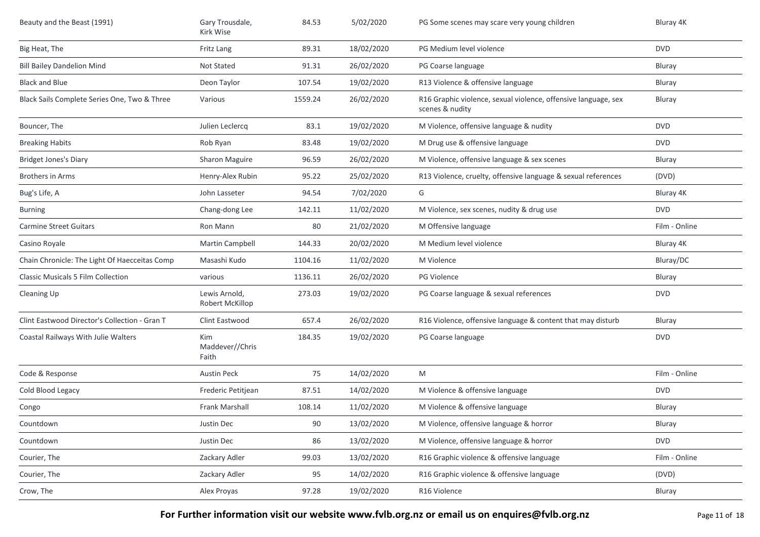| | | | | | |
|---|---|---|---|---|---|
| Beauty and the Beast (1991) | Gary Trousdale, Kirk Wise | 84.53 | 5/02/2020 | PG Some scenes may scare very young children | Bluray 4K |
| Big Heat, The | Fritz Lang | 89.31 | 18/02/2020 | PG Medium level violence | DVD |
| Bill Bailey Dandelion Mind | Not Stated | 91.31 | 26/02/2020 | PG Coarse language | Bluray |
| Black and Blue | Deon Taylor | 107.54 | 19/02/2020 | R13 Violence & offensive language | Bluray |
| Black Sails Complete Series One, Two & Three | Various | 1559.24 | 26/02/2020 | R16 Graphic violence, sexual violence, offensive language, sex scenes & nudity | Bluray |
| Bouncer, The | Julien Leclercq | 83.1 | 19/02/2020 | M Violence, offensive language & nudity | DVD |
| Breaking Habits | Rob Ryan | 83.48 | 19/02/2020 | M Drug use & offensive language | DVD |
| Bridget Jones's Diary | Sharon Maguire | 96.59 | 26/02/2020 | M Violence, offensive language & sex scenes | Bluray |
| Brothers in Arms | Henry-Alex Rubin | 95.22 | 25/02/2020 | R13 Violence, cruelty, offensive language & sexual references | (DVD) |
| Bug's Life, A | John Lasseter | 94.54 | 7/02/2020 | G | Bluray 4K |
| Burning | Chang-dong Lee | 142.11 | 11/02/2020 | M Violence, sex scenes, nudity & drug use | DVD |
| Carmine Street Guitars | Ron Mann | 80 | 21/02/2020 | M Offensive language | Film - Online |
| Casino Royale | Martin Campbell | 144.33 | 20/02/2020 | M Medium level violence | Bluray 4K |
| Chain Chronicle: The Light Of Haecceitas Comp | Masashi Kudo | 1104.16 | 11/02/2020 | M Violence | Bluray/DC |
| Classic Musicals 5 Film Collection | various | 1136.11 | 26/02/2020 | PG Violence | Bluray |
| Cleaning Up | Lewis Arnold, Robert McKillop | 273.03 | 19/02/2020 | PG Coarse language & sexual references | DVD |
| Clint Eastwood Director's Collection - Gran T | Clint Eastwood | 657.4 | 26/02/2020 | R16 Violence, offensive language & content that may disturb | Bluray |
| Coastal Railways With Julie Walters | Kim Maddever//Chris Faith | 184.35 | 19/02/2020 | PG Coarse language | DVD |
| Code & Response | Austin Peck | 75 | 14/02/2020 | M | Film - Online |
| Cold Blood Legacy | Frederic Petitjean | 87.51 | 14/02/2020 | M Violence & offensive language | DVD |
| Congo | Frank Marshall | 108.14 | 11/02/2020 | M Violence & offensive language | Bluray |
| Countdown | Justin Dec | 90 | 13/02/2020 | M Violence, offensive language & horror | Bluray |
| Countdown | Justin Dec | 86 | 13/02/2020 | M Violence, offensive language & horror | DVD |
| Courier, The | Zackary Adler | 99.03 | 13/02/2020 | R16 Graphic violence & offensive language | Film - Online |
| Courier, The | Zackary Adler | 95 | 14/02/2020 | R16 Graphic violence & offensive language | (DVD) |
| Crow, The | Alex Proyas | 97.28 | 19/02/2020 | R16 Violence | Bluray |

**For Further information visit our website www.fvlb.org.nz or email us on enquires@fvlb.org.nz**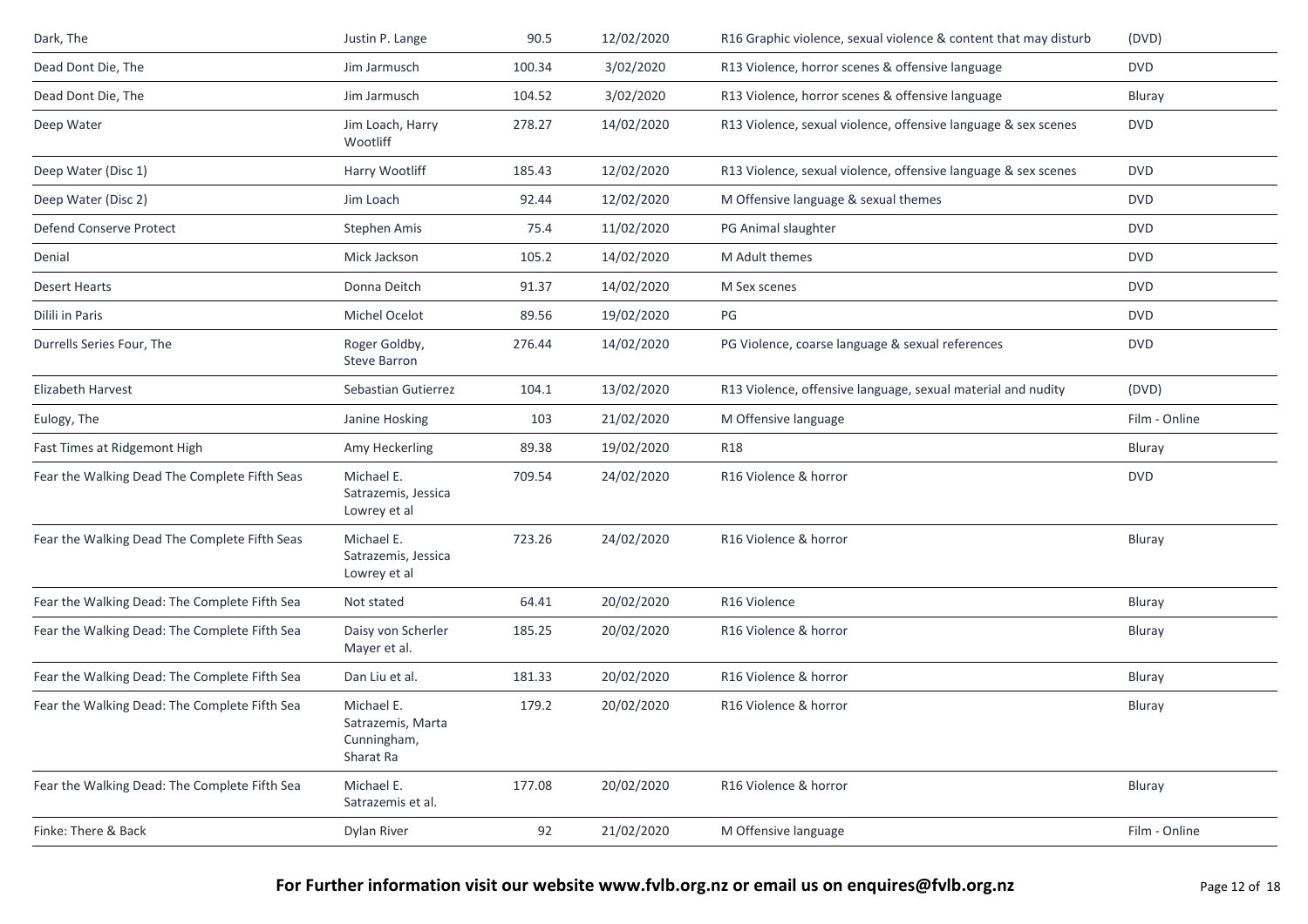| Dark, The | Justin P. Lange | 90.5 | 12/02/2020 | R16 Graphic violence, sexual violence & content that may disturb | (DVD) |
|---|---|---|---|---|---|
| Dead Dont Die, The | Jim Jarmusch | 100.34 | 3/02/2020 | R13 Violence, horror scenes & offensive language | DVD |
| Dead Dont Die, The | Jim Jarmusch | 104.52 | 3/02/2020 | R13 Violence, horror scenes & offensive language | Bluray |
| Deep Water | Jim Loach, Harry Wootliff | 278.27 | 14/02/2020 | R13 Violence, sexual violence, offensive language & sex scenes | DVD |
| Deep Water (Disc 1) | Harry Wootliff | 185.43 | 12/02/2020 | R13 Violence, sexual violence, offensive language & sex scenes | DVD |
| Deep Water (Disc 2) | Jim Loach | 92.44 | 12/02/2020 | M Offensive language & sexual themes | DVD |
| Defend Conserve Protect | Stephen Amis | 75.4 | 11/02/2020 | PG Animal slaughter | DVD |
| Denial | Mick Jackson | 105.2 | 14/02/2020 | M Adult themes | DVD |
| Desert Hearts | Donna Deitch | 91.37 | 14/02/2020 | M Sex scenes | DVD |
| Dilili in Paris | Michel Ocelot | 89.56 | 19/02/2020 | PG | DVD |
| Durrells Series Four, The | Roger Goldby, Steve Barron | 276.44 | 14/02/2020 | PG Violence, coarse language & sexual references | DVD |
| Elizabeth Harvest | Sebastian Gutierrez | 104.1 | 13/02/2020 | R13 Violence, offensive language, sexual material and nudity | (DVD) |
| Eulogy, The | Janine Hosking | 103 | 21/02/2020 | M Offensive language | Film - Online |
| Fast Times at Ridgemont High | Amy Heckerling | 89.38 | 19/02/2020 | R18 | Bluray |
| Fear the Walking Dead The Complete Fifth Seas | Michael E. Satrazemis, Jessica Lowrey et al | 709.54 | 24/02/2020 | R16 Violence & horror | DVD |
| Fear the Walking Dead The Complete Fifth Seas | Michael E. Satrazemis, Jessica Lowrey et al | 723.26 | 24/02/2020 | R16 Violence & horror | Bluray |
| Fear the Walking Dead: The Complete Fifth Sea | Not stated | 64.41 | 20/02/2020 | R16 Violence | Bluray |
| Fear the Walking Dead: The Complete Fifth Sea | Daisy von Scherler Mayer et al. | 185.25 | 20/02/2020 | R16 Violence & horror | Bluray |
| Fear the Walking Dead: The Complete Fifth Sea | Dan Liu et al. | 181.33 | 20/02/2020 | R16 Violence & horror | Bluray |
| Fear the Walking Dead: The Complete Fifth Sea | Michael E. Satrazemis, Marta Cunningham, Sharat Ra | 179.2 | 20/02/2020 | R16 Violence & horror | Bluray |
| Fear the Walking Dead: The Complete Fifth Sea | Michael E. Satrazemis et al. | 177.08 | 20/02/2020 | R16 Violence & horror | Bluray |
| Finke: There & Back | Dylan River | 92 | 21/02/2020 | M Offensive language | Film - Online |

**For Further information visit our website www.fvlb.org.nz or email us on enquires@fvlb.org.nz**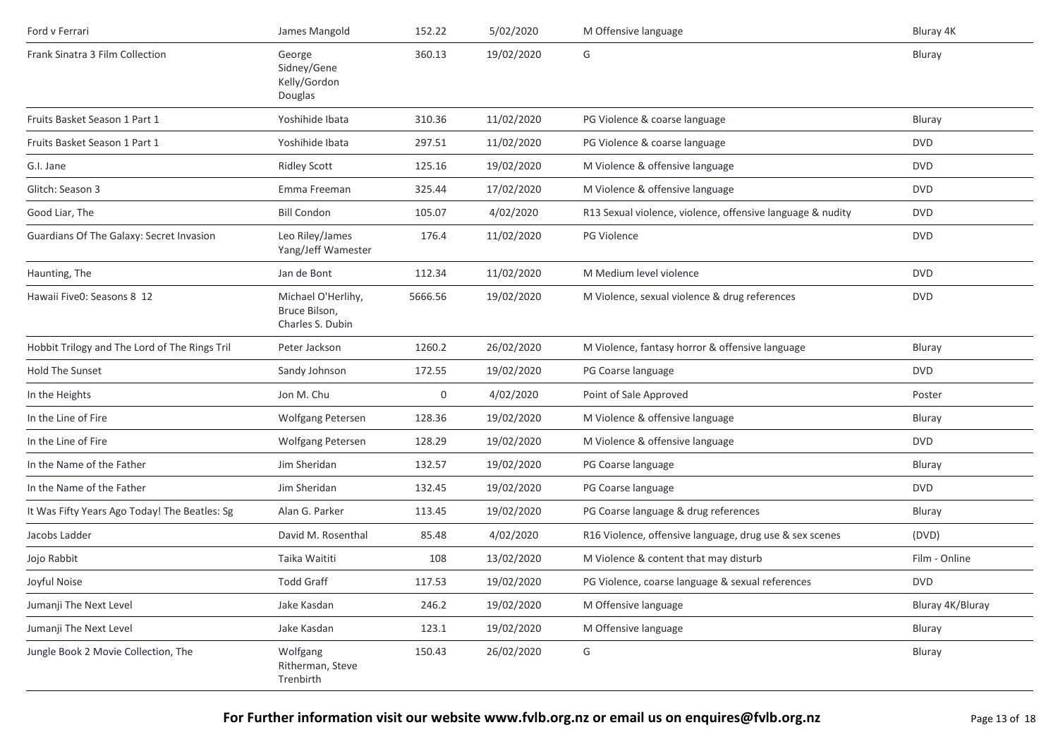| | | | | | |
|---|---|---|---|---|---|
| Ford v Ferrari | James Mangold | 152.22 | 5/02/2020 | M Offensive language | Bluray 4K |
| Frank Sinatra 3 Film Collection | George Sidney/Gene Kelly/Gordon Douglas | 360.13 | 19/02/2020 | G | Bluray |
| Fruits Basket Season 1 Part 1 | Yoshihide Ibata | 310.36 | 11/02/2020 | PG Violence & coarse language | Bluray |
| Fruits Basket Season 1 Part 1 | Yoshihide Ibata | 297.51 | 11/02/2020 | PG Violence & coarse language | DVD |
| G.I. Jane | Ridley Scott | 125.16 | 19/02/2020 | M Violence & offensive language | DVD |
| Glitch: Season 3 | Emma Freeman | 325.44 | 17/02/2020 | M Violence & offensive language | DVD |
| Good Liar, The | Bill Condon | 105.07 | 4/02/2020 | R13 Sexual violence, violence, offensive language & nudity | DVD |
| Guardians Of The Galaxy: Secret Invasion | Leo Riley/James Yang/Jeff Wamester | 176.4 | 11/02/2020 | PG Violence | DVD |
| Haunting, The | Jan de Bont | 112.34 | 11/02/2020 | M Medium level violence | DVD |
| Hawaii Five0: Seasons 8 12 | Michael O'Herlihy, Bruce Bilson, Charles S. Dubin | 5666.56 | 19/02/2020 | M Violence, sexual violence & drug references | DVD |
| Hobbit Trilogy and The Lord of The Rings Tril | Peter Jackson | 1260.2 | 26/02/2020 | M Violence, fantasy horror & offensive language | Bluray |
| Hold The Sunset | Sandy Johnson | 172.55 | 19/02/2020 | PG Coarse language | DVD |
| In the Heights | Jon M. Chu | 0 | 4/02/2020 | Point of Sale Approved | Poster |
| In the Line of Fire | Wolfgang Petersen | 128.36 | 19/02/2020 | M Violence & offensive language | Bluray |
| In the Line of Fire | Wolfgang Petersen | 128.29 | 19/02/2020 | M Violence & offensive language | DVD |
| In the Name of the Father | Jim Sheridan | 132.57 | 19/02/2020 | PG Coarse language | Bluray |
| In the Name of the Father | Jim Sheridan | 132.45 | 19/02/2020 | PG Coarse language | DVD |
| It Was Fifty Years Ago Today! The Beatles: Sg | Alan G. Parker | 113.45 | 19/02/2020 | PG Coarse language & drug references | Bluray |
| Jacobs Ladder | David M. Rosenthal | 85.48 | 4/02/2020 | R16 Violence, offensive language, drug use & sex scenes | (DVD) |
| Jojo Rabbit | Taika Waititi | 108 | 13/02/2020 | M Violence & content that may disturb | Film - Online |
| Joyful Noise | Todd Graff | 117.53 | 19/02/2020 | PG Violence, coarse language & sexual references | DVD |
| Jumanji The Next Level | Jake Kasdan | 246.2 | 19/02/2020 | M Offensive language | Bluray 4K/Bluray |
| Jumanji The Next Level | Jake Kasdan | 123.1 | 19/02/2020 | M Offensive language | Bluray |
| Jungle Book 2 Movie Collection, The | Wolfgang Ritherman, Steve Trenbirth | 150.43 | 26/02/2020 | G | Bluray |

**For Further information visit our website www.fvlb.org.nz or email us on enquires@fvlb.org.nz**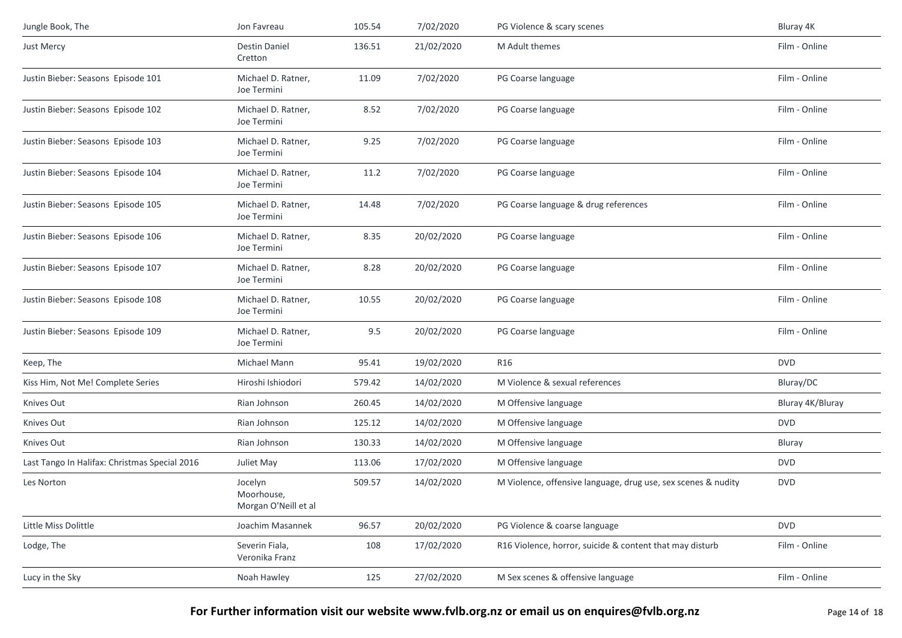| | | | | | |
|---|---|---|---|---|---|
| Jungle Book, The | Jon Favreau | 105.54 | 7/02/2020 | PG Violence & scary scenes | Bluray 4K |
| Just Mercy | Destin Daniel Cretton | 136.51 | 21/02/2020 | M Adult themes | Film - Online |
| Justin Bieber: Seasons Episode 101 | Michael D. Ratner, Joe Termini | 11.09 | 7/02/2020 | PG Coarse language | Film - Online |
| Justin Bieber: Seasons Episode 102 | Michael D. Ratner, Joe Termini | 8.52 | 7/02/2020 | PG Coarse language | Film - Online |
| Justin Bieber: Seasons Episode 103 | Michael D. Ratner, Joe Termini | 9.25 | 7/02/2020 | PG Coarse language | Film - Online |
| Justin Bieber: Seasons Episode 104 | Michael D. Ratner, Joe Termini | 11.2 | 7/02/2020 | PG Coarse language | Film - Online |
| Justin Bieber: Seasons Episode 105 | Michael D. Ratner, Joe Termini | 14.48 | 7/02/2020 | PG Coarse language & drug references | Film - Online |
| Justin Bieber: Seasons Episode 106 | Michael D. Ratner, Joe Termini | 8.35 | 20/02/2020 | PG Coarse language | Film - Online |
| Justin Bieber: Seasons Episode 107 | Michael D. Ratner, Joe Termini | 8.28 | 20/02/2020 | PG Coarse language | Film - Online |
| Justin Bieber: Seasons Episode 108 | Michael D. Ratner, Joe Termini | 10.55 | 20/02/2020 | PG Coarse language | Film - Online |
| Justin Bieber: Seasons Episode 109 | Michael D. Ratner, Joe Termini | 9.5 | 20/02/2020 | PG Coarse language | Film - Online |
| Keep, The | Michael Mann | 95.41 | 19/02/2020 | R16 | DVD |
| Kiss Him, Not Me! Complete Series | Hiroshi Ishiodori | 579.42 | 14/02/2020 | M Violence & sexual references | Bluray/DC |
| Knives Out | Rian Johnson | 260.45 | 14/02/2020 | M Offensive language | Bluray 4K/Bluray |
| Knives Out | Rian Johnson | 125.12 | 14/02/2020 | M Offensive language | DVD |
| Knives Out | Rian Johnson | 130.33 | 14/02/2020 | M Offensive language | Bluray |
| Last Tango In Halifax: Christmas Special 2016 | Juliet May | 113.06 | 17/02/2020 | M Offensive language | DVD |
| Les Norton | Jocelyn Moorhouse, Morgan O'Neill et al | 509.57 | 14/02/2020 | M Violence, offensive language, drug use, sex scenes & nudity | DVD |
| Little Miss Dolittle | Joachim Masannek | 96.57 | 20/02/2020 | PG Violence & coarse language | DVD |
| Lodge, The | Severin Fiala, Veronika Franz | 108 | 17/02/2020 | R16 Violence, horror, suicide & content that may disturb | Film - Online |
| Lucy in the Sky | Noah Hawley | 125 | 27/02/2020 | M Sex scenes & offensive language | Film - Online |

**For Further information visit our website www.fvlb.org.nz or email us on enquires@fvlb.org.nz**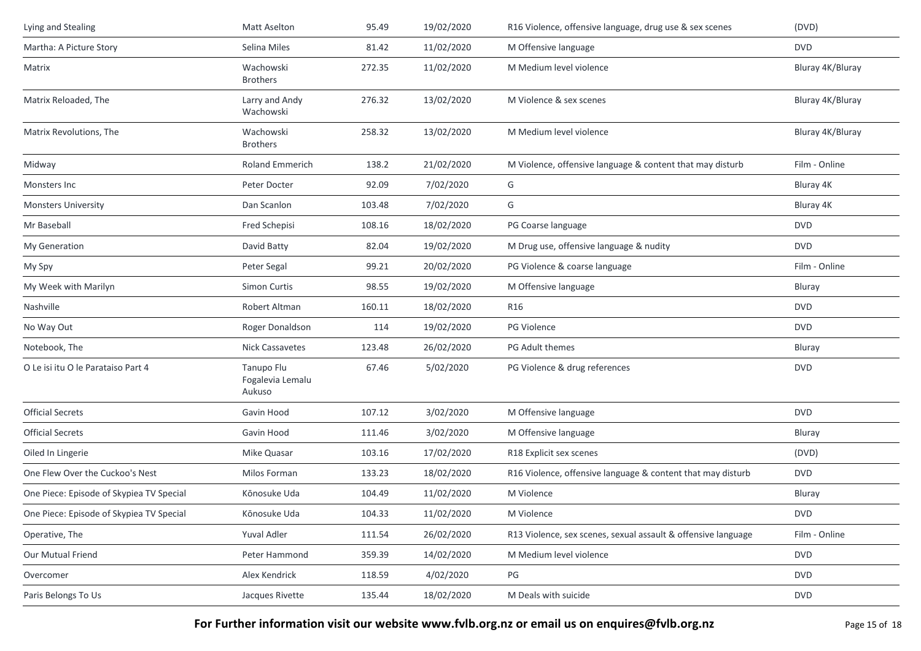| | | | | | |
|---|---|---|---|---|---|
| Lying and Stealing | Matt Aselton | 95.49 | 19/02/2020 | R16 Violence, offensive language, drug use & sex scenes | (DVD) |
| Martha: A Picture Story | Selina Miles | 81.42 | 11/02/2020 | M Offensive language | DVD |
| Matrix | Wachowski Brothers | 272.35 | 11/02/2020 | M Medium level violence | Bluray 4K/Bluray |
| Matrix Reloaded, The | Larry and Andy Wachowski | 276.32 | 13/02/2020 | M Violence & sex scenes | Bluray 4K/Bluray |
| Matrix Revolutions, The | Wachowski Brothers | 258.32 | 13/02/2020 | M Medium level violence | Bluray 4K/Bluray |
| Midway | Roland Emmerich | 138.2 | 21/02/2020 | M Violence, offensive language & content that may disturb | Film - Online |
| Monsters Inc | Peter Docter | 92.09 | 7/02/2020 | G | Bluray 4K |
| Monsters University | Dan Scanlon | 103.48 | 7/02/2020 | G | Bluray 4K |
| Mr Baseball | Fred Schepisi | 108.16 | 18/02/2020 | PG Coarse language | DVD |
| My Generation | David Batty | 82.04 | 19/02/2020 | M Drug use, offensive language & nudity | DVD |
| My Spy | Peter Segal | 99.21 | 20/02/2020 | PG Violence & coarse language | Film - Online |
| My Week with Marilyn | Simon Curtis | 98.55 | 19/02/2020 | M Offensive language | Bluray |
| Nashville | Robert Altman | 160.11 | 18/02/2020 | R16 | DVD |
| No Way Out | Roger Donaldson | 114 | 19/02/2020 | PG Violence | DVD |
| Notebook, The | Nick Cassavetes | 123.48 | 26/02/2020 | PG Adult themes | Bluray |
| O Le isi itu O le Parataiso Part 4 | Tanupo Flu Fogalevia Lemalu Aukuso | 67.46 | 5/02/2020 | PG Violence & drug references | DVD |
| Official Secrets | Gavin Hood | 107.12 | 3/02/2020 | M Offensive language | DVD |
| Official Secrets | Gavin Hood | 111.46 | 3/02/2020 | M Offensive language | Bluray |
| Oiled In Lingerie | Mike Quasar | 103.16 | 17/02/2020 | R18 Explicit sex scenes | (DVD) |
| One Flew Over the Cuckoo's Nest | Milos Forman | 133.23 | 18/02/2020 | R16 Violence, offensive language & content that may disturb | DVD |
| One Piece: Episode of Skypiea TV Special | Kōnosuke Uda | 104.49 | 11/02/2020 | M Violence | Bluray |
| One Piece: Episode of Skypiea TV Special | Kōnosuke Uda | 104.33 | 11/02/2020 | M Violence | DVD |
| Operative, The | Yuval Adler | 111.54 | 26/02/2020 | R13 Violence, sex scenes, sexual assault & offensive language | Film - Online |
| Our Mutual Friend | Peter Hammond | 359.39 | 14/02/2020 | M Medium level violence | DVD |
| Overcomer | Alex Kendrick | 118.59 | 4/02/2020 | PG | DVD |
| Paris Belongs To Us | Jacques Rivette | 135.44 | 18/02/2020 | M Deals with suicide | DVD |

**For Further information visit our website www.fvlb.org.nz or email us on enquires@fvlb.org.nz**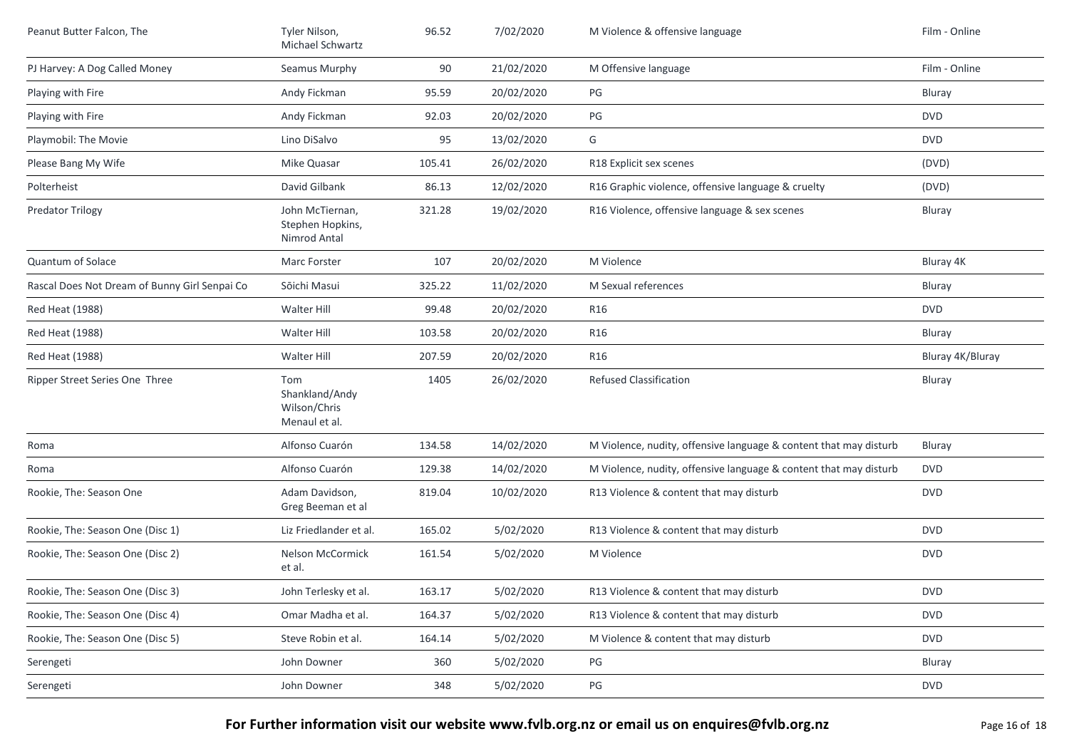| Peanut Butter Falcon, The | Tyler Nilson, Michael Schwartz | 96.52 | 7/02/2020 | M Violence & offensive language | Film - Online |
|---|---|---|---|---|---|
| PJ Harvey: A Dog Called Money | Seamus Murphy | 90 | 21/02/2020 | M Offensive language | Film - Online |
| Playing with Fire | Andy Fickman | 95.59 | 20/02/2020 | PG | Bluray |
| Playing with Fire | Andy Fickman | 92.03 | 20/02/2020 | PG | DVD |
| Playmobil: The Movie | Lino DiSalvo | 95 | 13/02/2020 | G | DVD |
| Please Bang My Wife | Mike Quasar | 105.41 | 26/02/2020 | R18 Explicit sex scenes | (DVD) |
| Polterheist | David Gilbank | 86.13 | 12/02/2020 | R16 Graphic violence, offensive language & cruelty | (DVD) |
| Predator Trilogy | John McTiernan, Stephen Hopkins, Nimrod Antal | 321.28 | 19/02/2020 | R16 Violence, offensive language & sex scenes | Bluray |
| Quantum of Solace | Marc Forster | 107 | 20/02/2020 | M Violence | Bluray 4K |
| Rascal Does Not Dream of Bunny Girl Senpai Co | Sōichi Masui | 325.22 | 11/02/2020 | M Sexual references | Bluray |
| Red Heat (1988) | Walter Hill | 99.48 | 20/02/2020 | R16 | DVD |
| Red Heat (1988) | Walter Hill | 103.58 | 20/02/2020 | R16 | Bluray |
| Red Heat (1988) | Walter Hill | 207.59 | 20/02/2020 | R16 | Bluray 4K/Bluray |
| Ripper Street Series One Three | Tom Shankland/Andy Wilson/Chris Menaul et al. | 1405 | 26/02/2020 | Refused Classification | Bluray |
| Roma | Alfonso Cuarón | 134.58 | 14/02/2020 | M Violence, nudity, offensive language & content that may disturb | Bluray |
| Roma | Alfonso Cuarón | 129.38 | 14/02/2020 | M Violence, nudity, offensive language & content that may disturb | DVD |
| Rookie, The: Season One | Adam Davidson, Greg Beeman et al | 819.04 | 10/02/2020 | R13 Violence & content that may disturb | DVD |
| Rookie, The: Season One (Disc 1) | Liz Friedlander et al. | 165.02 | 5/02/2020 | R13 Violence & content that may disturb | DVD |
| Rookie, The: Season One (Disc 2) | Nelson McCormick et al. | 161.54 | 5/02/2020 | M Violence | DVD |
| Rookie, The: Season One (Disc 3) | John Terlesky et al. | 163.17 | 5/02/2020 | R13 Violence & content that may disturb | DVD |
| Rookie, The: Season One (Disc 4) | Omar Madha et al. | 164.37 | 5/02/2020 | R13 Violence & content that may disturb | DVD |
| Rookie, The: Season One (Disc 5) | Steve Robin et al. | 164.14 | 5/02/2020 | M Violence & content that may disturb | DVD |
| Serengeti | John Downer | 360 | 5/02/2020 | PG | Bluray |
| Serengeti | John Downer | 348 | 5/02/2020 | PG | DVD |

**For Further information visit our website www.fvlb.org.nz or email us on enquires@fvlb.org.nz**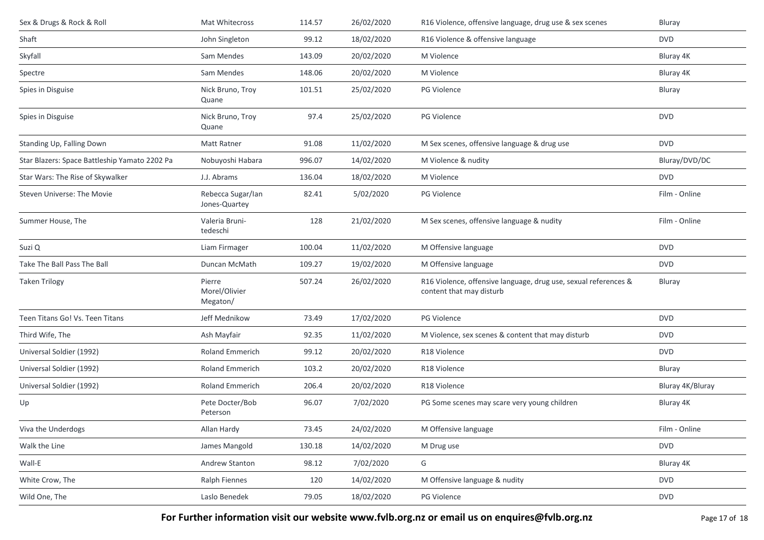| | | | | | |
|---|---|---|---|---|---|
| Sex & Drugs & Rock & Roll | Mat Whitecross | 114.57 | 26/02/2020 | R16 Violence, offensive language, drug use & sex scenes | Bluray |
| Shaft | John Singleton | 99.12 | 18/02/2020 | R16 Violence & offensive language | DVD |
| Skyfall | Sam Mendes | 143.09 | 20/02/2020 | M Violence | Bluray 4K |
| Spectre | Sam Mendes | 148.06 | 20/02/2020 | M Violence | Bluray 4K |
| Spies in Disguise | Nick Bruno, Troy Quane | 101.51 | 25/02/2020 | PG Violence | Bluray |
| Spies in Disguise | Nick Bruno, Troy Quane | 97.4 | 25/02/2020 | PG Violence | DVD |
| Standing Up, Falling Down | Matt Ratner | 91.08 | 11/02/2020 | M Sex scenes, offensive language & drug use | DVD |
| Star Blazers: Space Battleship Yamato 2202 Pa | Nobuyoshi Habara | 996.07 | 14/02/2020 | M Violence & nudity | Bluray/DVD/DC |
| Star Wars: The Rise of Skywalker | J.J. Abrams | 136.04 | 18/02/2020 | M Violence | DVD |
| Steven Universe: The Movie | Rebecca Sugar/Ian Jones-Quartey | 82.41 | 5/02/2020 | PG Violence | Film - Online |
| Summer House, The | Valeria Bruni-tedeschi | 128 | 21/02/2020 | M Sex scenes, offensive language & nudity | Film - Online |
| Suzi Q | Liam Firmager | 100.04 | 11/02/2020 | M Offensive language | DVD |
| Take The Ball Pass The Ball | Duncan McMath | 109.27 | 19/02/2020 | M Offensive language | DVD |
| Taken Trilogy | Pierre Morel/Olivier Megaton/ | 507.24 | 26/02/2020 | R16 Violence, offensive language, drug use, sexual references & content that may disturb | Bluray |
| Teen Titans Go! Vs. Teen Titans | Jeff Mednikow | 73.49 | 17/02/2020 | PG Violence | DVD |
| Third Wife, The | Ash Mayfair | 92.35 | 11/02/2020 | M Violence, sex scenes & content that may disturb | DVD |
| Universal Soldier (1992) | Roland Emmerich | 99.12 | 20/02/2020 | R18 Violence | DVD |
| Universal Soldier (1992) | Roland Emmerich | 103.2 | 20/02/2020 | R18 Violence | Bluray |
| Universal Soldier (1992) | Roland Emmerich | 206.4 | 20/02/2020 | R18 Violence | Bluray 4K/Bluray |
| Up | Pete Docter/Bob Peterson | 96.07 | 7/02/2020 | PG Some scenes may scare very young children | Bluray 4K |
| Viva the Underdogs | Allan Hardy | 73.45 | 24/02/2020 | M Offensive language | Film - Online |
| Walk the Line | James Mangold | 130.18 | 14/02/2020 | M Drug use | DVD |
| Wall-E | Andrew Stanton | 98.12 | 7/02/2020 | G | Bluray 4K |
| White Crow, The | Ralph Fiennes | 120 | 14/02/2020 | M Offensive language & nudity | DVD |
| Wild One, The | Laslo Benedek | 79.05 | 18/02/2020 | PG Violence | DVD |

**For Further information visit our website www.fvlb.org.nz or email us on enquires@fvlb.org.nz**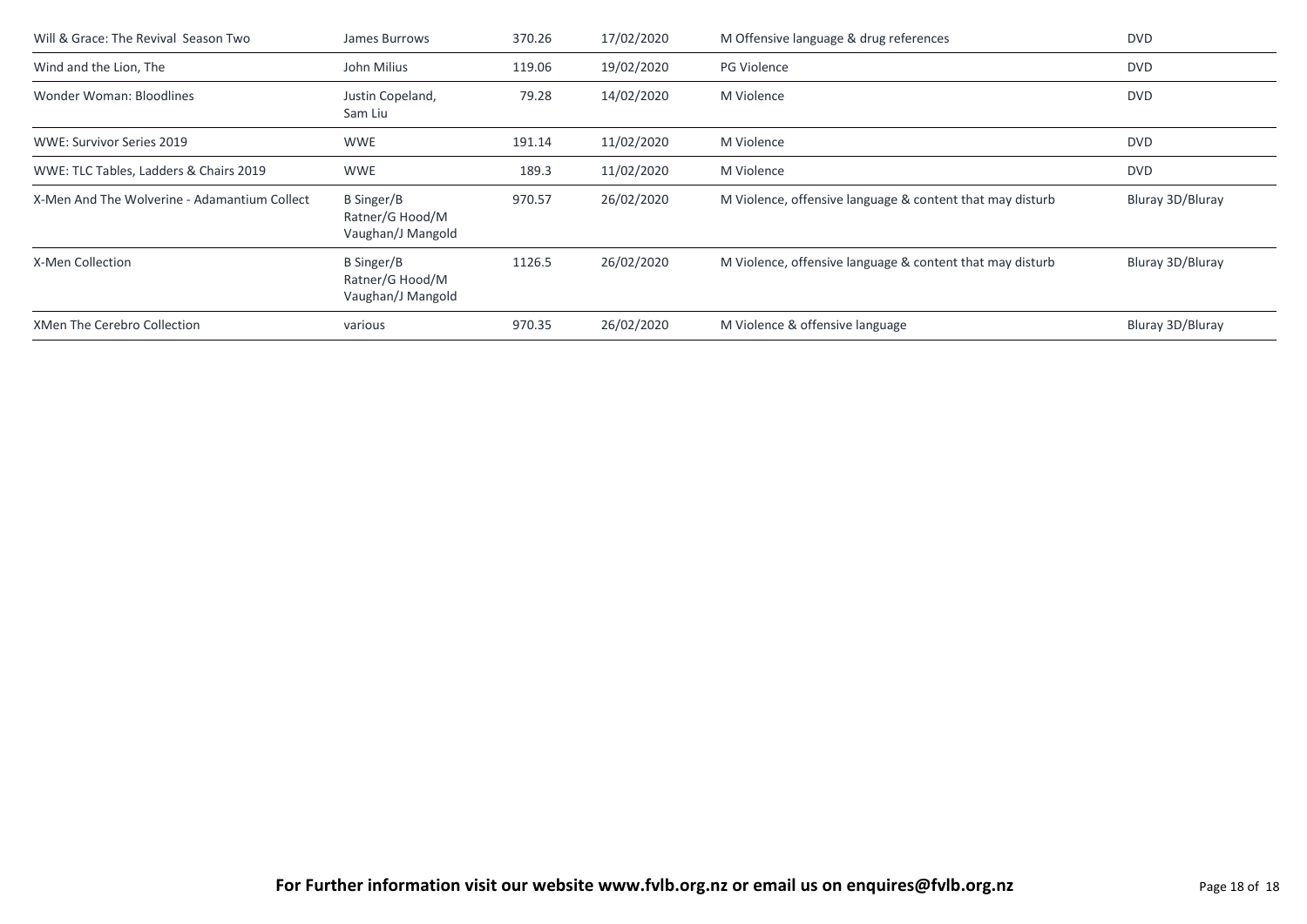| | | | | | |
|---|---|---|---|---|---|
| Will & Grace: The Revival Season Two | James Burrows | 370.26 | 17/02/2020 | M Offensive language & drug references | DVD |
| Wind and the Lion, The | John Milius | 119.06 | 19/02/2020 | PG Violence | DVD |
| Wonder Woman: Bloodlines | Justin Copeland, Sam Liu | 79.28 | 14/02/2020 | M Violence | DVD |
| WWE: Survivor Series 2019 | WWE | 191.14 | 11/02/2020 | M Violence | DVD |
| WWE: TLC Tables, Ladders & Chairs 2019 | WWE | 189.3 | 11/02/2020 | M Violence | DVD |
| X-Men And The Wolverine - Adamantium Collect | B Singer/B Ratner/G Hood/M Vaughan/J Mangold | 970.57 | 26/02/2020 | M Violence, offensive language & content that may disturb | Bluray 3D/Bluray |
| X-Men Collection | B Singer/B Ratner/G Hood/M Vaughan/J Mangold | 1126.5 | 26/02/2020 | M Violence, offensive language & content that may disturb | Bluray 3D/Bluray |
| XMen The Cerebro Collection | various | 970.35 | 26/02/2020 | M Violence & offensive language | Bluray 3D/Bluray |

**For Further information visit our website www.fvlb.org.nz or email us on enquires@fvlb.org.nz**